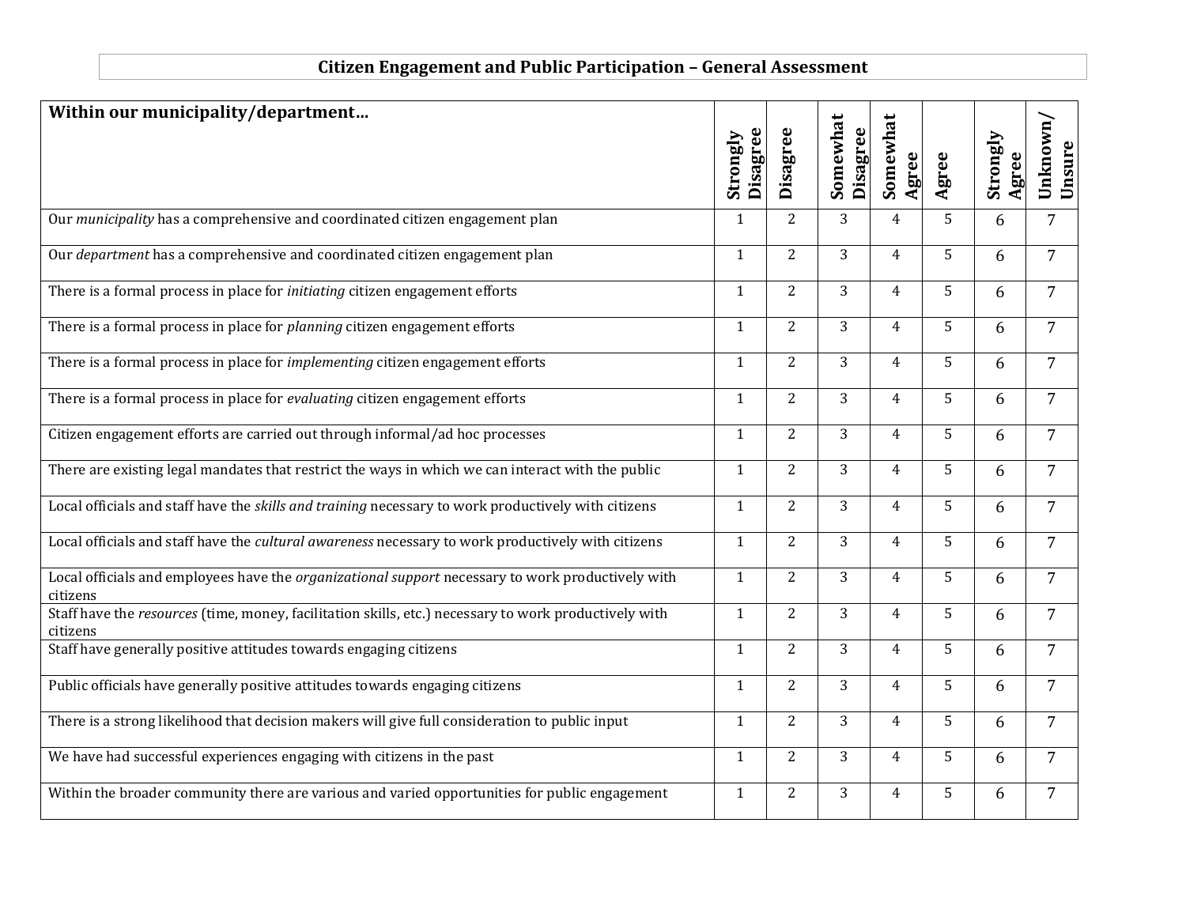# Citizen Engagement and Public Participation – General Assessment

| **Within our municipality/department…** | **Strongly Disagree** | **Disagree** | **Somewhat Disagree** | **Somewhat Agree** | **Agree** | **Strongly Agree** | **Unknown/ Unsure** |
|---|---|---|---|---|---|---|---|
| Our *municipality* has a comprehensive and coordinated citizen engagement plan | 1 | 2 | 3 | 4 | 5 | 6 | 7 |
| Our *department* has a comprehensive and coordinated citizen engagement plan | 1 | 2 | 3 | 4 | 5 | 6 | 7 |
| There is a formal process in place for *initiating* citizen engagement efforts | 1 | 2 | 3 | 4 | 5 | 6 | 7 |
| There is a formal process in place for *planning* citizen engagement efforts | 1 | 2 | 3 | 4 | 5 | 6 | 7 |
| There is a formal process in place for *implementing* citizen engagement efforts | 1 | 2 | 3 | 4 | 5 | 6 | 7 |
| There is a formal process in place for *evaluating* citizen engagement efforts | 1 | 2 | 3 | 4 | 5 | 6 | 7 |
| Citizen engagement efforts are carried out through informal/ad hoc processes | 1 | 2 | 3 | 4 | 5 | 6 | 7 |
| There are existing legal mandates that restrict the ways in which we can interact with the public | 1 | 2 | 3 | 4 | 5 | 6 | 7 |
| Local officials and staff have the *skills and training* necessary to work productively with citizens | 1 | 2 | 3 | 4 | 5 | 6 | 7 |
| Local officials and staff have the *cultural awareness* necessary to work productively with citizens | 1 | 2 | 3 | 4 | 5 | 6 | 7 |
| Local officials and employees have the *organizational support* necessary to work productively with citizens | 1 | 2 | 3 | 4 | 5 | 6 | 7 |
| Staff have the *resources* (time, money, facilitation skills, etc.) necessary to work productively with citizens | 1 | 2 | 3 | 4 | 5 | 6 | 7 |
| Staff have generally positive attitudes towards engaging citizens | 1 | 2 | 3 | 4 | 5 | 6 | 7 |
| Public officials have generally positive attitudes towards engaging citizens | 1 | 2 | 3 | 4 | 5 | 6 | 7 |
| There is a strong likelihood that decision makers will give full consideration to public input | 1 | 2 | 3 | 4 | 5 | 6 | 7 |
| We have had successful experiences engaging with citizens in the past | 1 | 2 | 3 | 4 | 5 | 6 | 7 |
| Within the broader community there are various and varied opportunities for public engagement | 1 | 2 | 3 | 4 | 5 | 6 | 7 |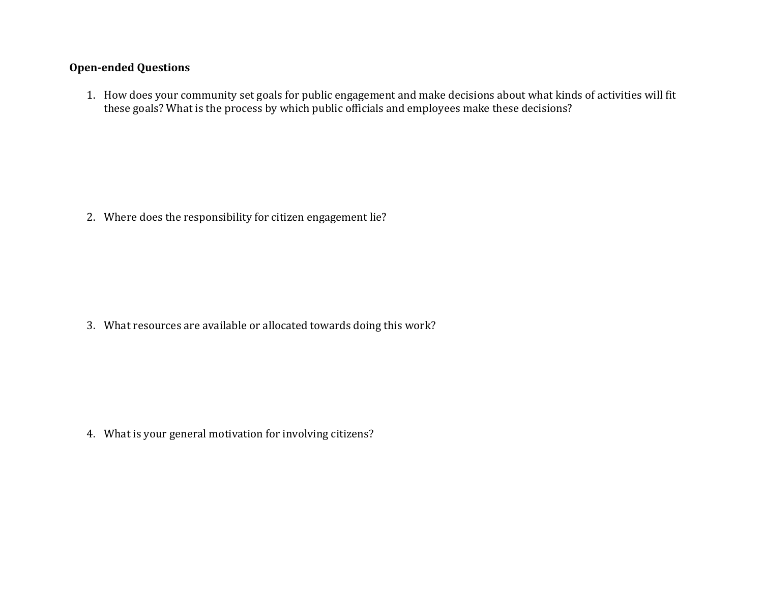**Open-ended Questions**

1. How does your community set goals for public engagement and make decisions about what kinds of activities will fit these goals? What is the process by which public officials and employees make these decisions?

2. Where does the responsibility for citizen engagement lie?

3. What resources are available or allocated towards doing this work?

4. What is your general motivation for involving citizens?